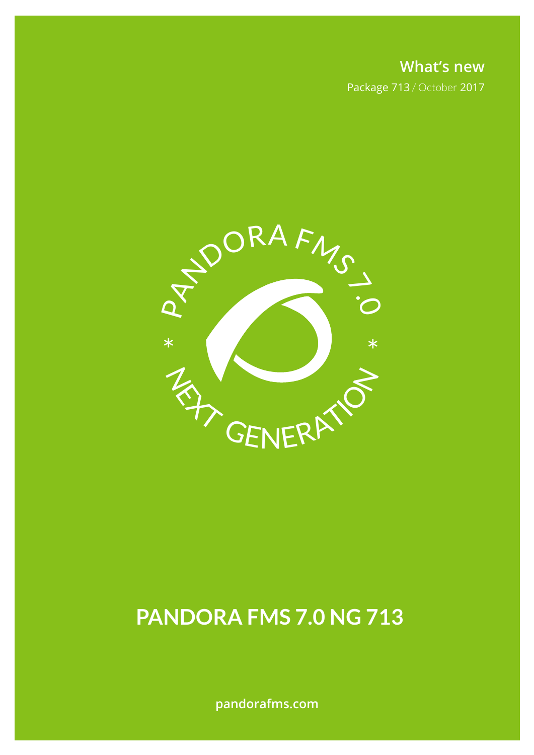**What's new**

Package 713 / October 2017

PANDORA FMS 7.0 * NEXT GENERATION *

# PANDORA FMS 7.0 NG 713

pandorafms.com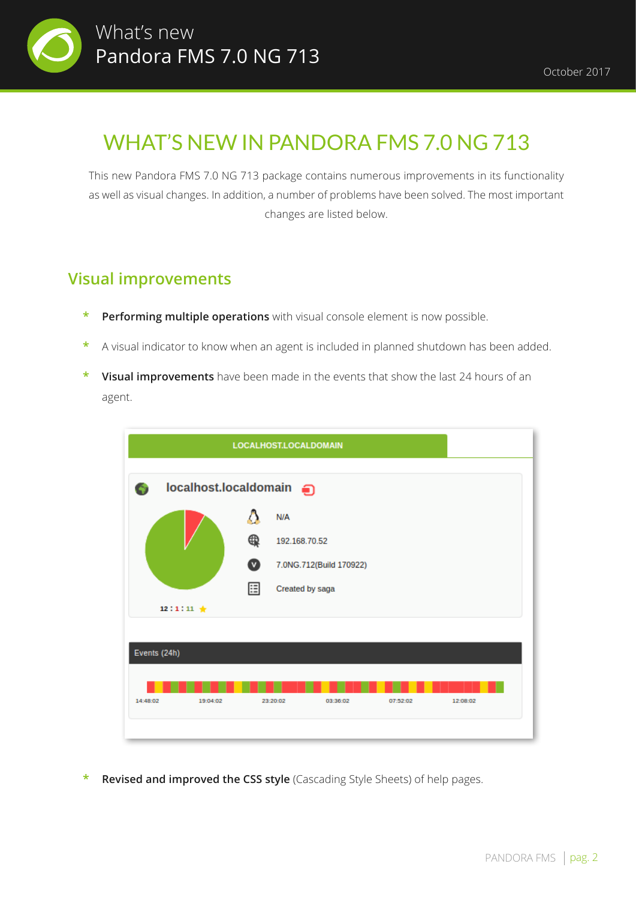# WHAT'S NEW IN PANDORA FMS 7.0 NG 713

This new Pandora FMS 7.0 NG 713 package contains numerous improvements in its functionality as well as visual changes. In addition, a number of problems have been solved. The most important changes are listed below.

## Visual improvements

- **Performing multiple operations** with visual console element is now possible.
- A visual indicator to know when an agent is included in planned shutdown has been added.
- **Visual improvements** have been made in the events that show the last 24 hours of an agent.
- **Revised and improved the CSS style** (Cascading Style Sheets) of help pages.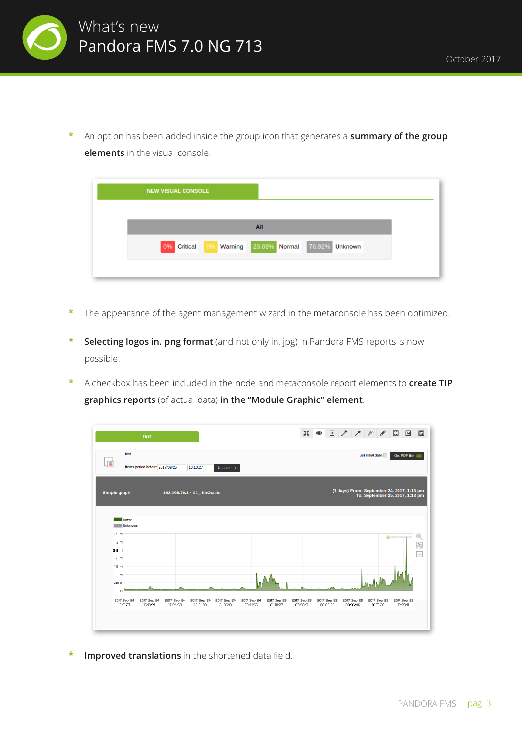* An option has been added inside the group icon that generates a **summary of the group elements** in the visual console.

* The appearance of the agent management wizard in the metaconsole has been optimized.

* **Selecting logos in. png format** (and not only in. jpg) in Pandora FMS reports is now possible.

* A checkbox has been included in the node and metaconsole report elements to **create TIP graphics reports** (of actual data) **in the "Module Graphic" element**.

* **Improved translations** in the shortened data field.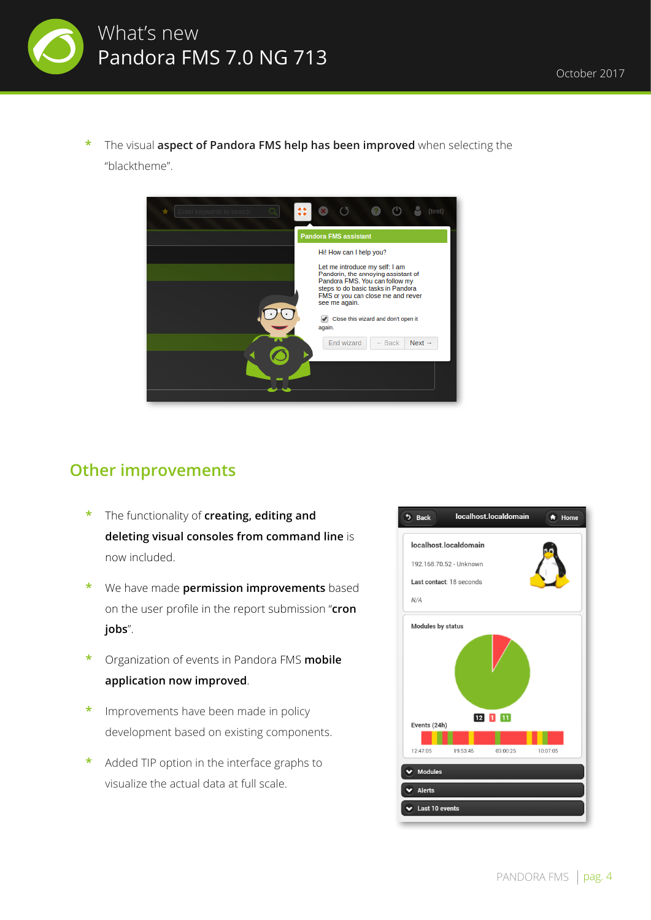* The visual **aspect of Pandora FMS help has been improved** when selecting the "blacktheme".

## Other improvements

* The functionality of **creating, editing and deleting visual consoles from command line** is now included.
* We have made **permission improvements** based on the user profile in the report submission "**cron jobs**".
* Organization of events in Pandora FMS **mobile application now improved**.
* Improvements have been made in policy development based on existing components.
* Added TIP option in the interface graphs to visualize the actual data at full scale.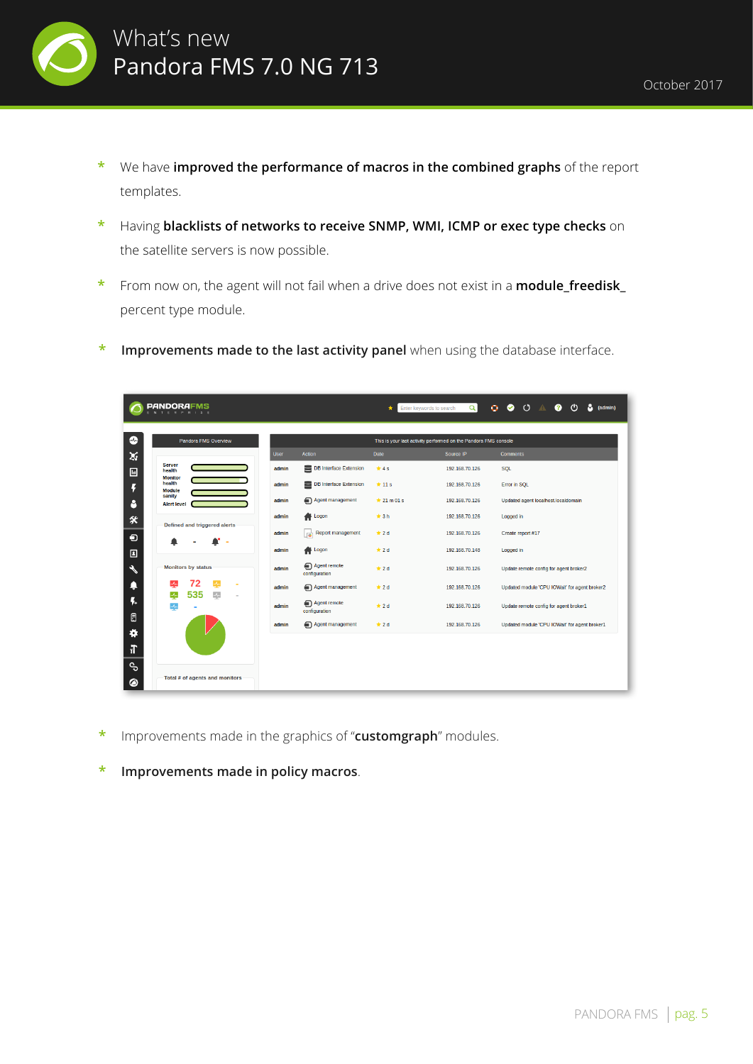- We have **improved the performance of macros in the combined graphs** of the report templates.
- Having **blacklists of networks to receive SNMP, WMI, ICMP or exec type checks** on the satellite servers is now possible.
- From now on, the agent will not fail when a drive does not exist in a **module_freedisk_** percent type module.
- **Improvements made to the last activity panel** when using the database interface.

- Improvements made in the graphics of "**customgraph**" modules.
- **Improvements made in policy macros**.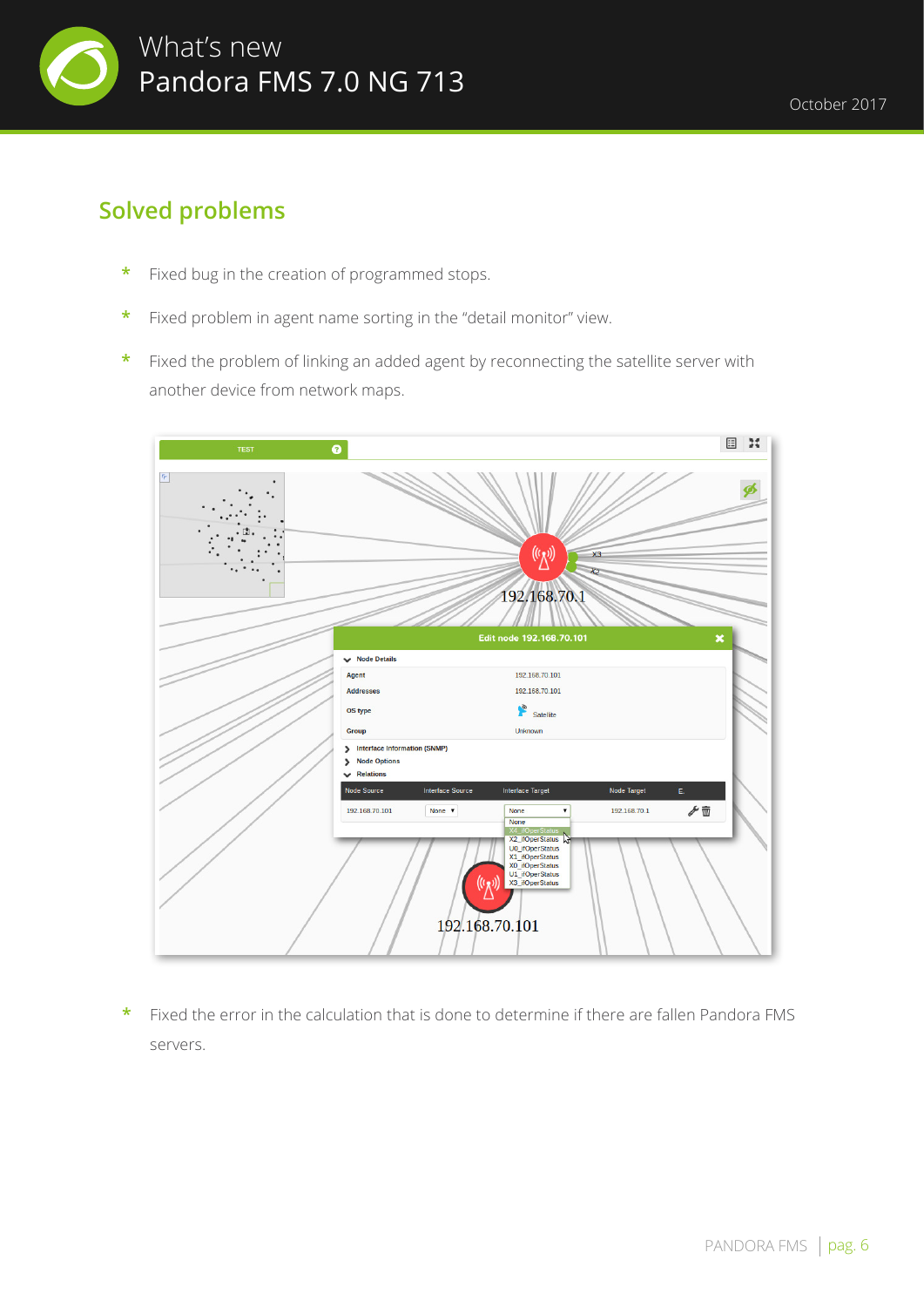## Solved problems

* Fixed bug in the creation of programmed stops.
* Fixed problem in agent name sorting in the "detail monitor" view.
* Fixed the problem of linking an added agent by reconnecting the satellite server with another device from network maps.
* Fixed the error in the calculation that is done to determine if there are fallen Pandora FMS servers.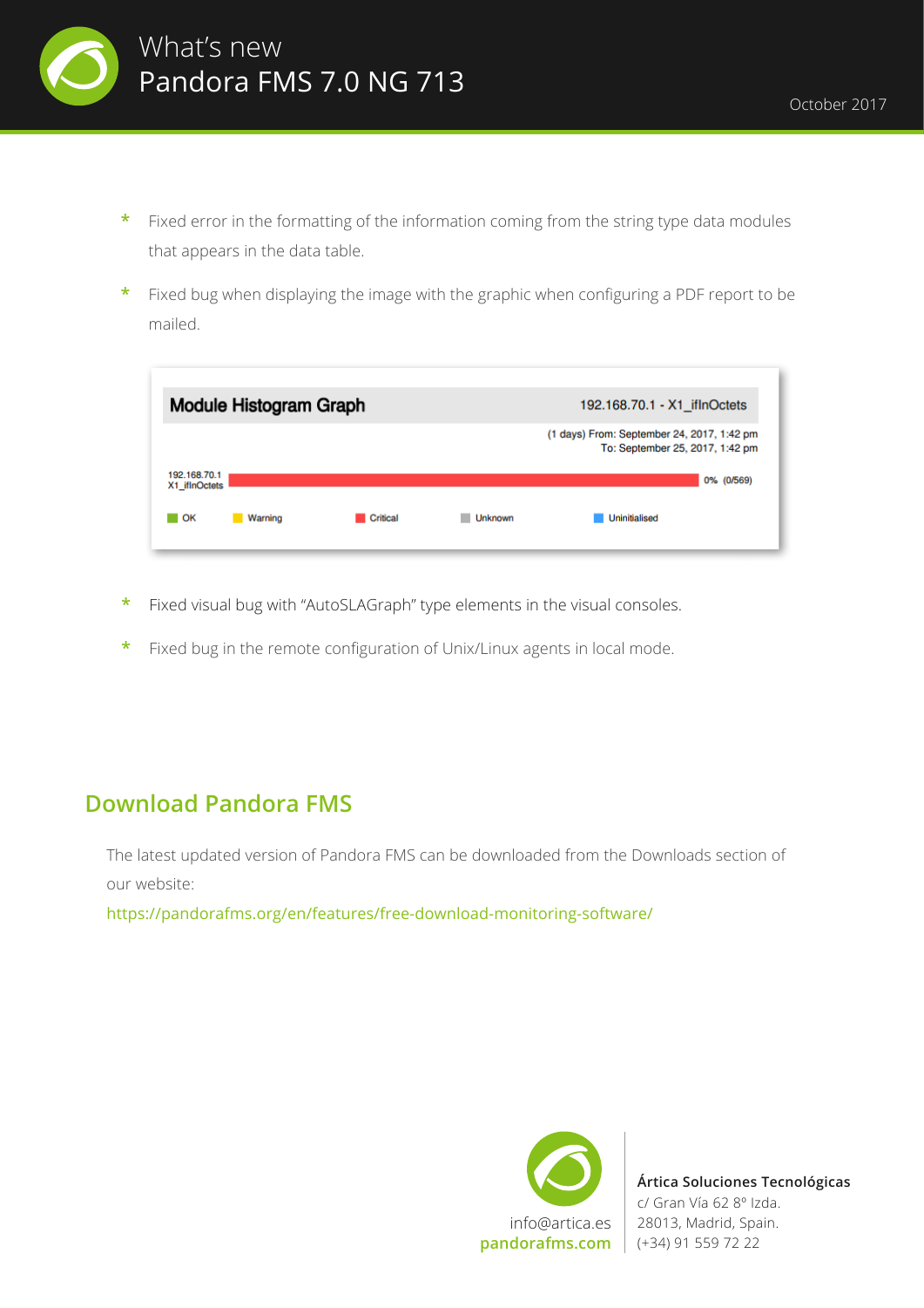* Fixed error in the formatting of the information coming from the string type data modules that appears in the data table.

* Fixed bug when displaying the image with the graphic when configuring a PDF report to be mailed.

Module Histogram Graph

192.168.70.1 - X1_ifInOctets

(1 days) From: September 24, 2017, 1:42 pm
To: September 25, 2017, 1:42 pm

192.168.70.1
X1_ifInOctets

0% (0/569)

OK
Warning
Critical
Unknown
Uninitialised

* Fixed visual bug with "AutoSLAGraph" type elements in the visual consoles.

* Fixed bug in the remote configuration of Unix/Linux agents in local mode.

## Download Pandora FMS

The latest updated version of Pandora FMS can be downloaded from the Downloads section of our website:
https://pandorafms.org/en/features/free-download-monitoring-software/

info@artica.es
pandorafms.com

**Ártica Soluciones Tecnológicas**
c/ Gran Vía 62 8º Izda.
28013, Madrid, Spain.
(+34) 91 559 72 22